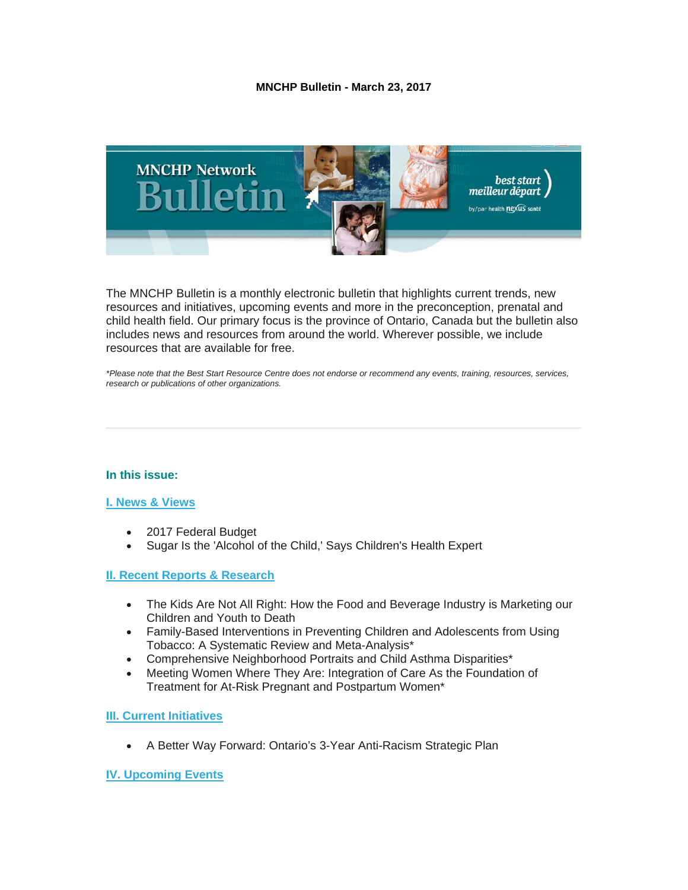**MNCHP Bulletin - March 23, 2017**

The MNCHP Bulletin is a monthly electronic bulletin that highlights current trends, new resources and initiatives, upcoming events and more in the preconception, prenatal and child health field. Our primary focus is the province of Ontario, Canada but the bulletin also includes news and resources from around the world. Wherever possible, we include resources that are available for free.

*\*Please note that the Best Start Resource Centre does not endorse or recommend any events, training, resources, services, research or publications of other organizations.*

---

## In this issue:

### I. News & Views

- 2017 Federal Budget
- Sugar Is the 'Alcohol of the Child,' Says Children's Health Expert

### II. Recent Reports & Research

- The Kids Are Not All Right: How the Food and Beverage Industry is Marketing our Children and Youth to Death
- Family-Based Interventions in Preventing Children and Adolescents from Using Tobacco: A Systematic Review and Meta-Analysis*
- Comprehensive Neighborhood Portraits and Child Asthma Disparities*
- Meeting Women Where They Are: Integration of Care As the Foundation of Treatment for At-Risk Pregnant and Postpartum Women*

### III. Current Initiatives

- A Better Way Forward: Ontario's 3-Year Anti-Racism Strategic Plan

### IV. Upcoming Events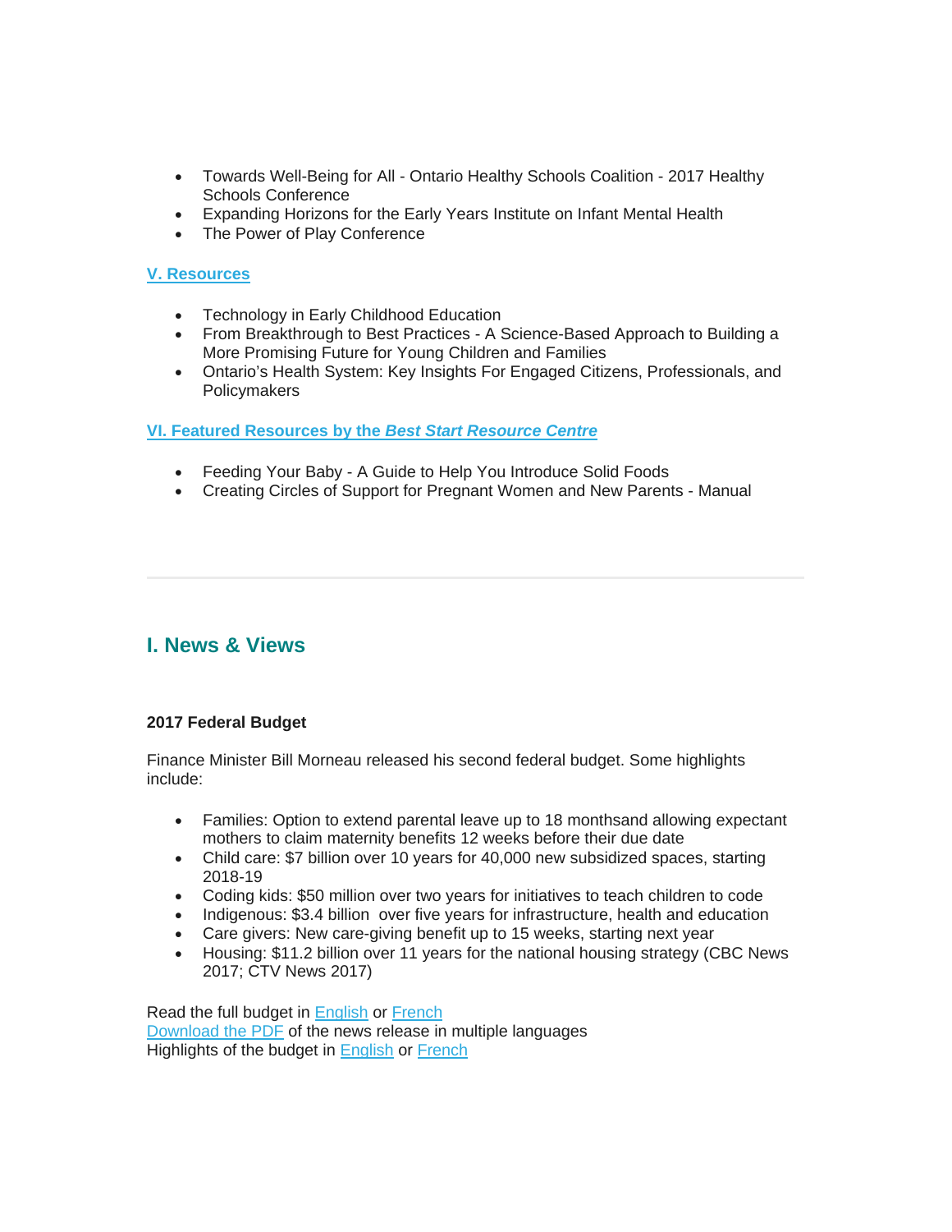- Towards Well-Being for All - Ontario Healthy Schools Coalition - 2017 Healthy Schools Conference
- Expanding Horizons for the Early Years Institute on Infant Mental Health
- The Power of Play Conference

**V. Resources**

- Technology in Early Childhood Education
- From Breakthrough to Best Practices - A Science-Based Approach to Building a More Promising Future for Young Children and Families
- Ontario's Health System: Key Insights For Engaged Citizens, Professionals, and Policymakers

**VI. Featured Resources by the *Best Start Resource Centre***

- Feeding Your Baby - A Guide to Help You Introduce Solid Foods
- Creating Circles of Support for Pregnant Women and New Parents - Manual

---

## I. News & Views

**2017 Federal Budget**

Finance Minister Bill Morneau released his second federal budget. Some highlights include:

- Families: Option to extend parental leave up to 18 monthsand allowing expectant mothers to claim maternity benefits 12 weeks before their due date
- Child care: $7 billion over 10 years for 40,000 new subsidized spaces, starting 2018-19
- Coding kids: $50 million over two years for initiatives to teach children to code
- Indigenous: $3.4 billion over five years for infrastructure, health and education
- Care givers: New care-giving benefit up to 15 weeks, starting next year
- Housing: $11.2 billion over 11 years for the national housing strategy (CBC News 2017; CTV News 2017)

Read the full budget in English or French
Download the PDF of the news release in multiple languages
Highlights of the budget in English or French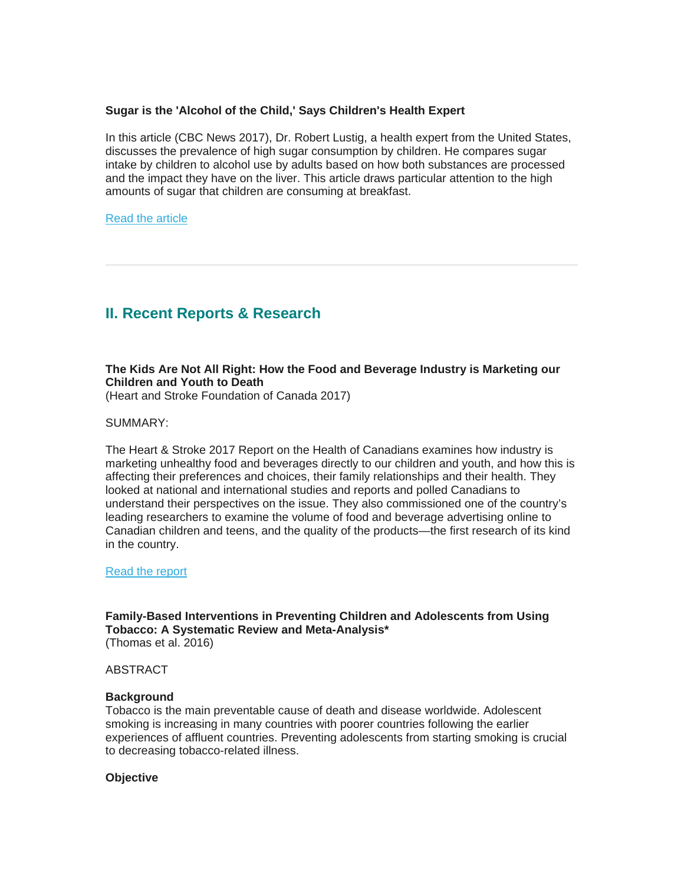**Sugar is the 'Alcohol of the Child,' Says Children's Health Expert**

In this article (CBC News 2017), Dr. Robert Lustig, a health expert from the United States, discusses the prevalence of high sugar consumption by children. He compares sugar intake by children to alcohol use by adults based on how both substances are processed and the impact they have on the liver. This article draws particular attention to the high amounts of sugar that children are consuming at breakfast.

Read the article

---

## II. Recent Reports & Research

**The Kids Are Not All Right: How the Food and Beverage Industry is Marketing our Children and Youth to Death**
(Heart and Stroke Foundation of Canada 2017)

SUMMARY:

The Heart & Stroke 2017 Report on the Health of Canadians examines how industry is marketing unhealthy food and beverages directly to our children and youth, and how this is affecting their preferences and choices, their family relationships and their health. They looked at national and international studies and reports and polled Canadians to understand their perspectives on the issue. They also commissioned one of the country's leading researchers to examine the volume of food and beverage advertising online to Canadian children and teens, and the quality of the products—the first research of its kind in the country.

Read the report

**Family-Based Interventions in Preventing Children and Adolescents from Using Tobacco: A Systematic Review and Meta-Analysis***
(Thomas et al. 2016)

ABSTRACT

**Background**
Tobacco is the main preventable cause of death and disease worldwide. Adolescent smoking is increasing in many countries with poorer countries following the earlier experiences of affluent countries. Preventing adolescents from starting smoking is crucial to decreasing tobacco-related illness.

**Objective**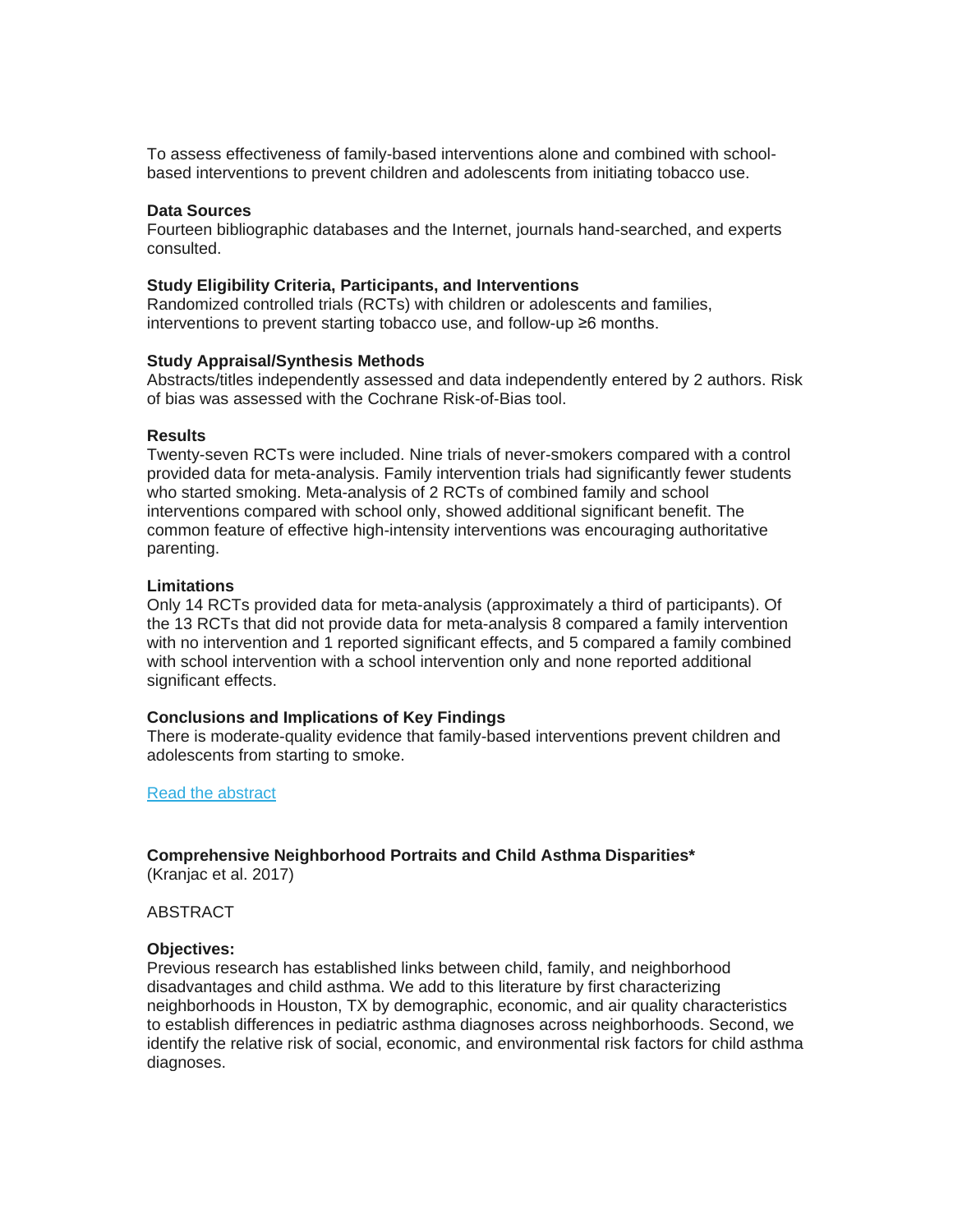To assess effectiveness of family-based interventions alone and combined with school-based interventions to prevent children and adolescents from initiating tobacco use.

**Data Sources**
Fourteen bibliographic databases and the Internet, journals hand-searched, and experts consulted.

**Study Eligibility Criteria, Participants, and Interventions**
Randomized controlled trials (RCTs) with children or adolescents and families, interventions to prevent starting tobacco use, and follow-up ≥6 months.

**Study Appraisal/Synthesis Methods**
Abstracts/titles independently assessed and data independently entered by 2 authors. Risk of bias was assessed with the Cochrane Risk-of-Bias tool.

**Results**
Twenty-seven RCTs were included. Nine trials of never-smokers compared with a control provided data for meta-analysis. Family intervention trials had significantly fewer students who started smoking. Meta-analysis of 2 RCTs of combined family and school interventions compared with school only, showed additional significant benefit. The common feature of effective high-intensity interventions was encouraging authoritative parenting.

**Limitations**
Only 14 RCTs provided data for meta-analysis (approximately a third of participants). Of the 13 RCTs that did not provide data for meta-analysis 8 compared a family intervention with no intervention and 1 reported significant effects, and 5 compared a family combined with school intervention with a school intervention only and none reported additional significant effects.

**Conclusions and Implications of Key Findings**
There is moderate-quality evidence that family-based interventions prevent children and adolescents from starting to smoke.

Read the abstract

**Comprehensive Neighborhood Portraits and Child Asthma Disparities***
(Kranjac et al. 2017)

ABSTRACT

**Objectives:**
Previous research has established links between child, family, and neighborhood disadvantages and child asthma. We add to this literature by first characterizing neighborhoods in Houston, TX by demographic, economic, and air quality characteristics to establish differences in pediatric asthma diagnoses across neighborhoods. Second, we identify the relative risk of social, economic, and environmental risk factors for child asthma diagnoses.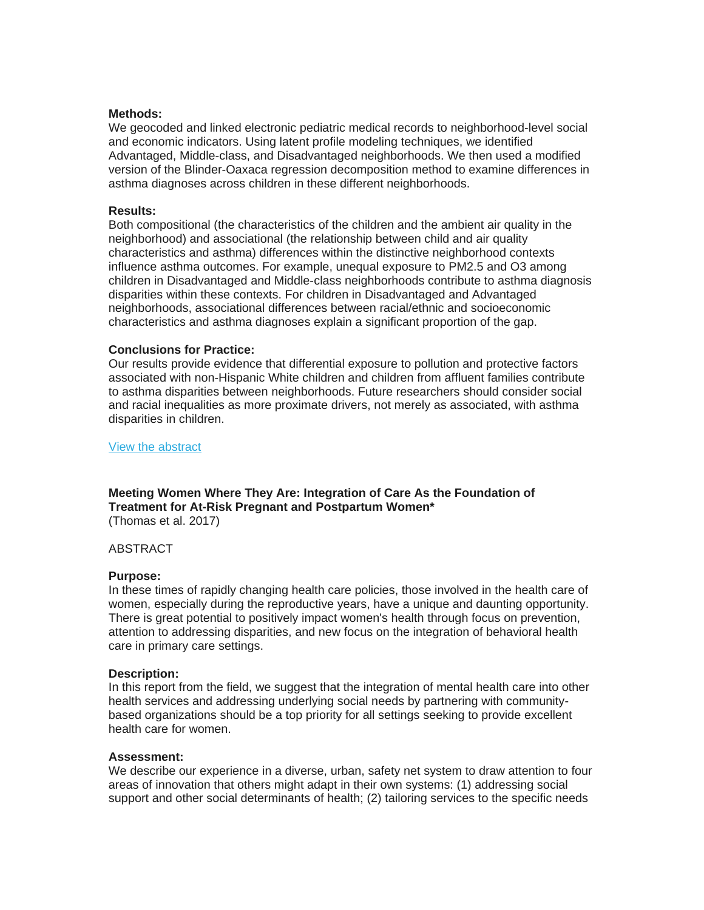**Methods:**
We geocoded and linked electronic pediatric medical records to neighborhood-level social and economic indicators. Using latent profile modeling techniques, we identified Advantaged, Middle-class, and Disadvantaged neighborhoods. We then used a modified version of the Blinder-Oaxaca regression decomposition method to examine differences in asthma diagnoses across children in these different neighborhoods.

**Results:**
Both compositional (the characteristics of the children and the ambient air quality in the neighborhood) and associational (the relationship between child and air quality characteristics and asthma) differences within the distinctive neighborhood contexts influence asthma outcomes. For example, unequal exposure to $PM_{2.5}$ and $O_3$ among children in Disadvantaged and Middle-class neighborhoods contribute to asthma diagnosis disparities within these contexts. For children in Disadvantaged and Advantaged neighborhoods, associational differences between racial/ethnic and socioeconomic characteristics and asthma diagnoses explain a significant proportion of the gap.

**Conclusions for Practice:**
Our results provide evidence that differential exposure to pollution and protective factors associated with non-Hispanic White children and children from affluent families contribute to asthma disparities between neighborhoods. Future researchers should consider social and racial inequalities as more proximate drivers, not merely as associated, with asthma disparities in children.

View the abstract

**Meeting Women Where They Are: Integration of Care As the Foundation of Treatment for At-Risk Pregnant and Postpartum Women***
(Thomas et al. 2017)

ABSTRACT

**Purpose:**
In these times of rapidly changing health care policies, those involved in the health care of women, especially during the reproductive years, have a unique and daunting opportunity. There is great potential to positively impact women's health through focus on prevention, attention to addressing disparities, and new focus on the integration of behavioral health care in primary care settings.

**Description:**
In this report from the field, we suggest that the integration of mental health care into other health services and addressing underlying social needs by partnering with community-based organizations should be a top priority for all settings seeking to provide excellent health care for women.

**Assessment:**
We describe our experience in a diverse, urban, safety net system to draw attention to four areas of innovation that others might adapt in their own systems: (1) addressing social support and other social determinants of health; (2) tailoring services to the specific needs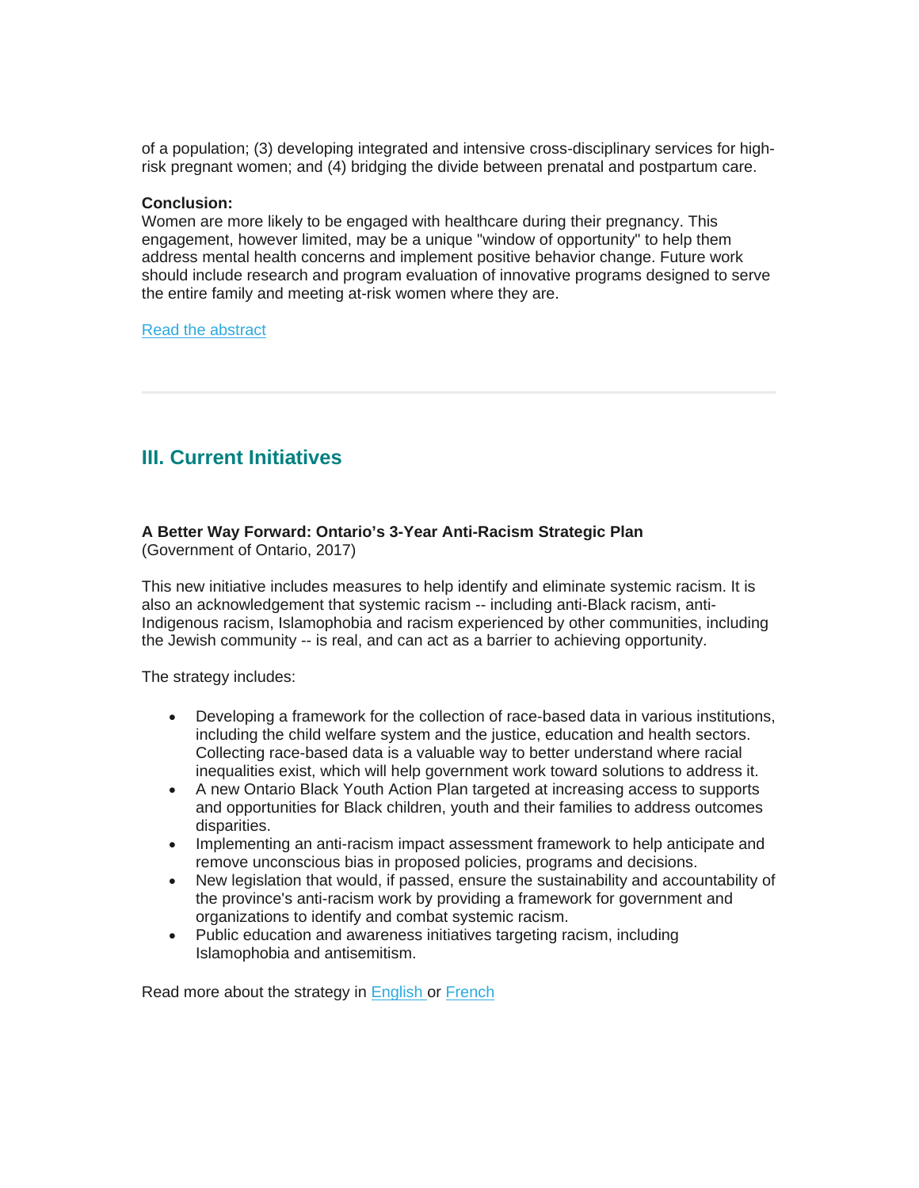of a population; (3) developing integrated and intensive cross-disciplinary services for high-risk pregnant women; and (4) bridging the divide between prenatal and postpartum care.

**Conclusion:**
Women are more likely to be engaged with healthcare during their pregnancy. This engagement, however limited, may be a unique "window of opportunity" to help them address mental health concerns and implement positive behavior change. Future work should include research and program evaluation of innovative programs designed to serve the entire family and meeting at-risk women where they are.

Read the abstract

---

## III. Current Initiatives

**A Better Way Forward: Ontario's 3-Year Anti-Racism Strategic Plan**
(Government of Ontario, 2017)

This new initiative includes measures to help identify and eliminate systemic racism. It is also an acknowledgement that systemic racism -- including anti-Black racism, anti-Indigenous racism, Islamophobia and racism experienced by other communities, including the Jewish community -- is real, and can act as a barrier to achieving opportunity.

The strategy includes:

- Developing a framework for the collection of race-based data in various institutions, including the child welfare system and the justice, education and health sectors. Collecting race-based data is a valuable way to better understand where racial inequalities exist, which will help government work toward solutions to address it.
- A new Ontario Black Youth Action Plan targeted at increasing access to supports and opportunities for Black children, youth and their families to address outcomes disparities.
- Implementing an anti-racism impact assessment framework to help anticipate and remove unconscious bias in proposed policies, programs and decisions.
- New legislation that would, if passed, ensure the sustainability and accountability of the province's anti-racism work by providing a framework for government and organizations to identify and combat systemic racism.
- Public education and awareness initiatives targeting racism, including Islamophobia and antisemitism.

Read more about the strategy in English or French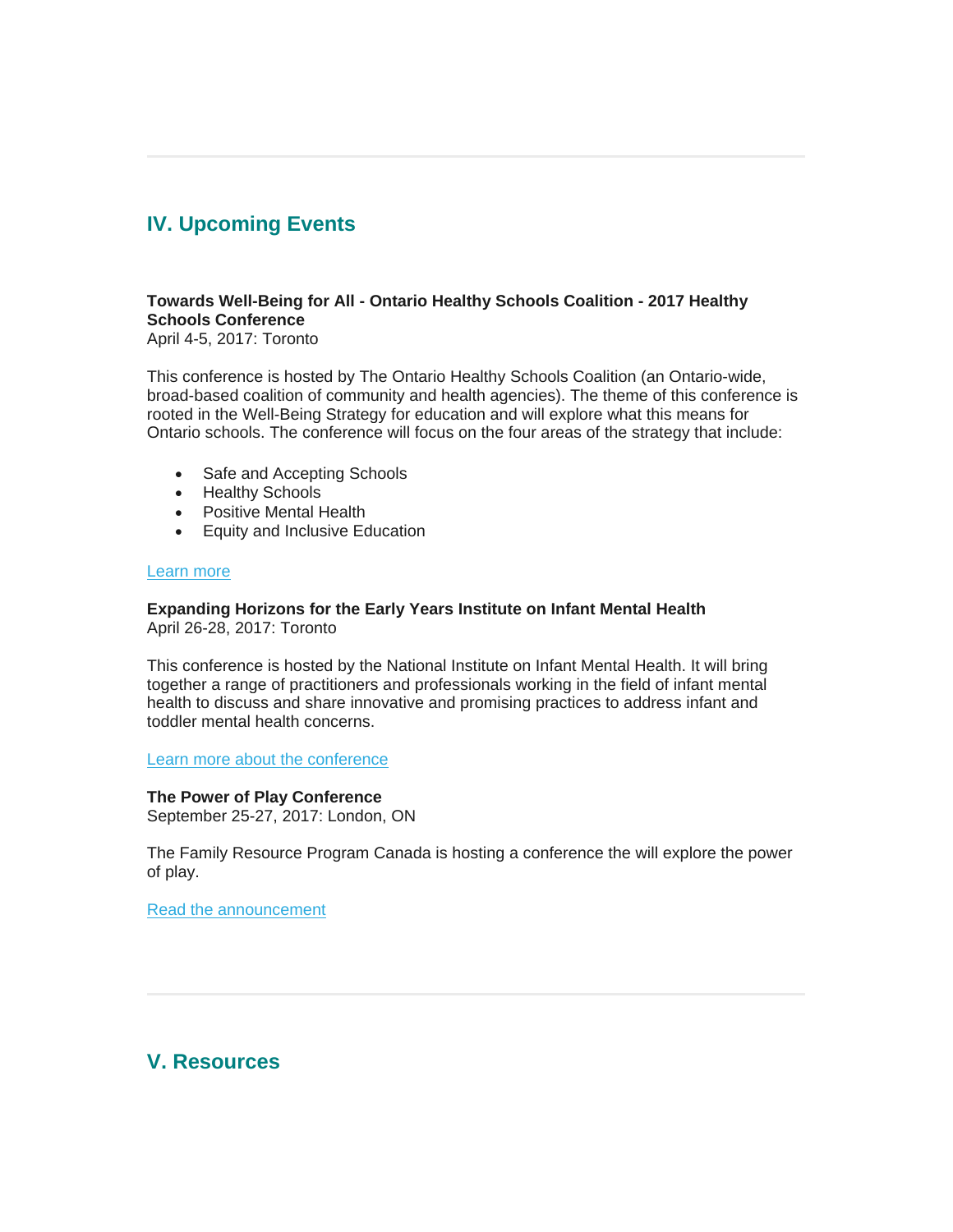## IV. Upcoming Events

**Towards Well-Being for All - Ontario Healthy Schools Coalition - 2017 Healthy Schools Conference**
April 4-5, 2017: Toronto

This conference is hosted by The Ontario Healthy Schools Coalition (an Ontario-wide, broad-based coalition of community and health agencies). The theme of this conference is rooted in the Well-Being Strategy for education and will explore what this means for Ontario schools. The conference will focus on the four areas of the strategy that include:

- Safe and Accepting Schools
- Healthy Schools
- Positive Mental Health
- Equity and Inclusive Education

Learn more

**Expanding Horizons for the Early Years Institute on Infant Mental Health**
April 26-28, 2017: Toronto

This conference is hosted by the National Institute on Infant Mental Health. It will bring together a range of practitioners and professionals working in the field of infant mental health to discuss and share innovative and promising practices to address infant and toddler mental health concerns.

Learn more about the conference

**The Power of Play Conference**
September 25-27, 2017: London, ON

The Family Resource Program Canada is hosting a conference the will explore the power of play.

Read the announcement

## V. Resources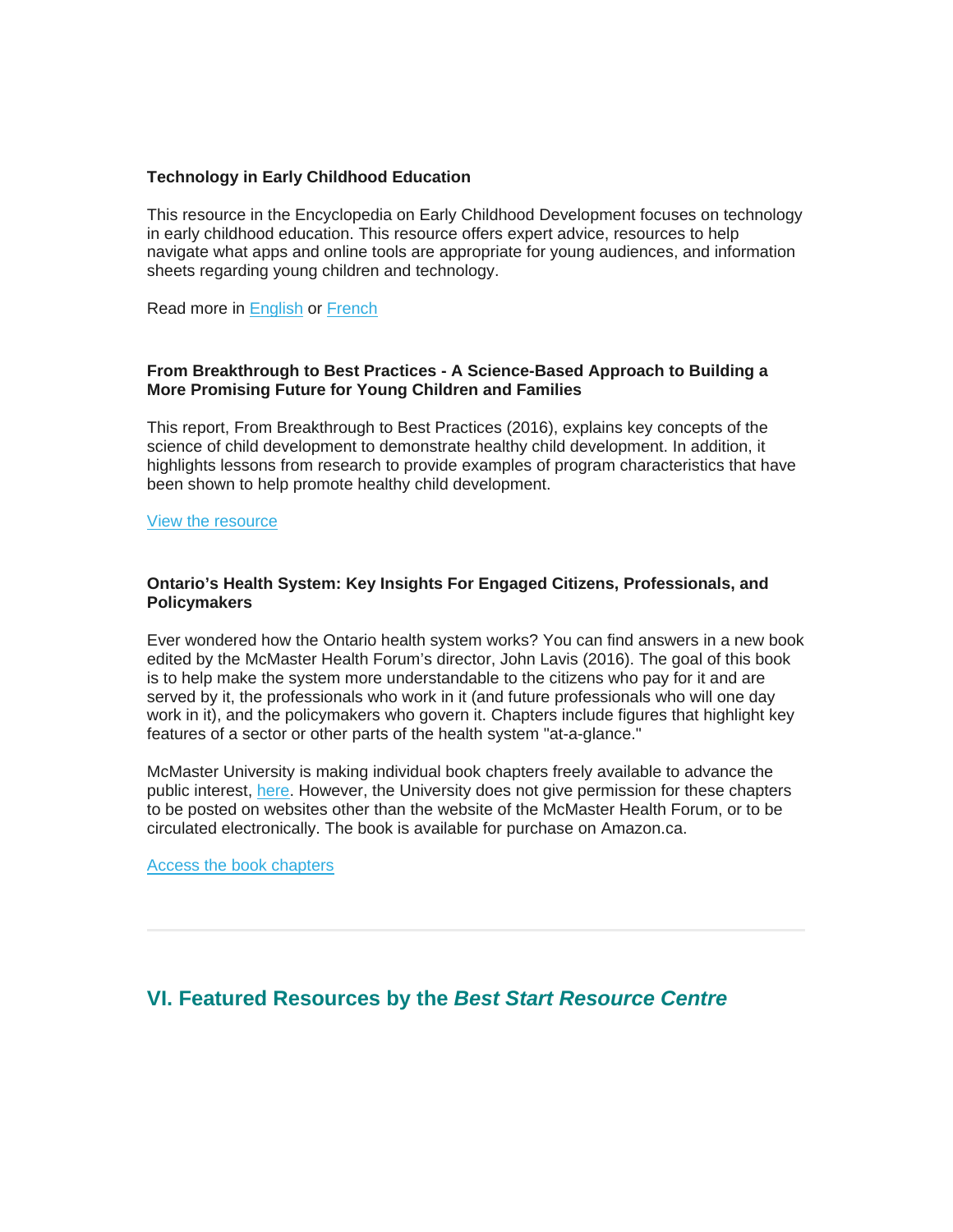**Technology in Early Childhood Education**

This resource in the Encyclopedia on Early Childhood Development focuses on technology in early childhood education. This resource offers expert advice, resources to help navigate what apps and online tools are appropriate for young audiences, and information sheets regarding young children and technology.

Read more in English or French

**From Breakthrough to Best Practices - A Science-Based Approach to Building a More Promising Future for Young Children and Families**

This report, From Breakthrough to Best Practices (2016), explains key concepts of the science of child development to demonstrate healthy child development. In addition, it highlights lessons from research to provide examples of program characteristics that have been shown to help promote healthy child development.

View the resource

**Ontario's Health System: Key Insights For Engaged Citizens, Professionals, and Policymakers**

Ever wondered how the Ontario health system works? You can find answers in a new book edited by the McMaster Health Forum's director, John Lavis (2016). The goal of this book is to help make the system more understandable to the citizens who pay for it and are served by it, the professionals who work in it (and future professionals who will one day work in it), and the policymakers who govern it. Chapters include figures that highlight key features of a sector or other parts of the health system "at-a-glance."

McMaster University is making individual book chapters freely available to advance the public interest, here. However, the University does not give permission for these chapters to be posted on websites other than the website of the McMaster Health Forum, or to be circulated electronically. The book is available for purchase on Amazon.ca.

Access the book chapters

---

## VI. Featured Resources by the *Best Start Resource Centre*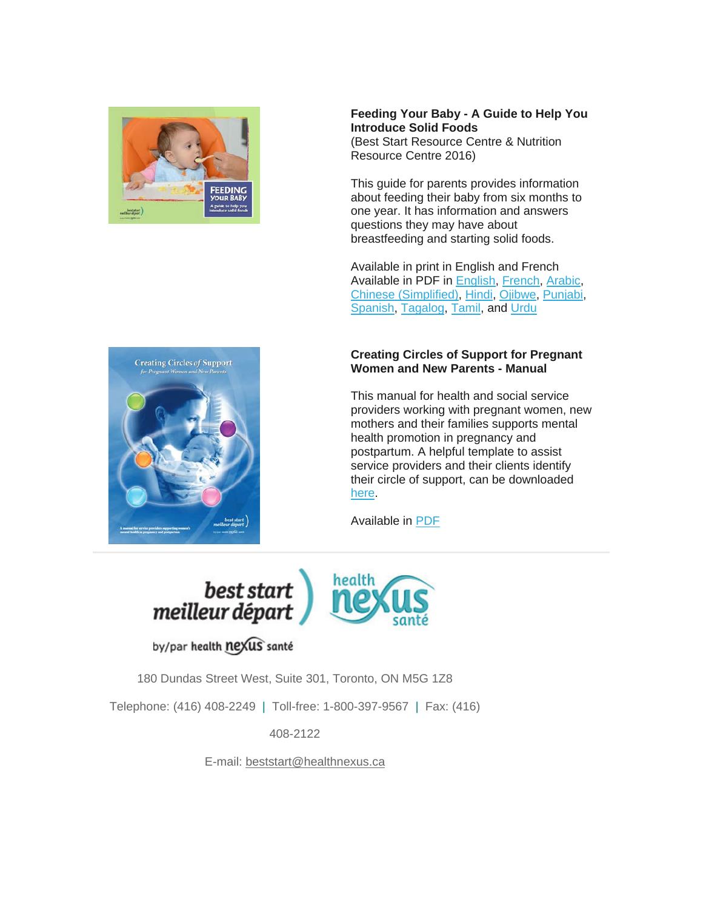**Feeding Your Baby - A Guide to Help You Introduce Solid Foods**
(Best Start Resource Centre & Nutrition Resource Centre 2016)

This guide for parents provides information about feeding their baby from six months to one year. It has information and answers questions they may have about breastfeeding and starting solid foods.

Available in print in English and French
Available in PDF in English, French, Arabic, Chinese (Simplified), Hindi, Ojibwe, Punjabi, Spanish, Tagalog, Tamil, and Urdu

**Creating Circles of Support for Pregnant Women and New Parents - Manual**

This manual for health and social service providers working with pregnant women, new mothers and their families supports mental health promotion in pregnancy and postpartum. A helpful template to assist service providers and their clients identify their circle of support, can be downloaded here.

Available in PDF

---

best start meilleur départ by/par health nexus santé

health nexus santé

180 Dundas Street West, Suite 301, Toronto, ON M5G 1Z8

Telephone: (416) 408-2249 | Toll-free: 1-800-397-9567 | Fax: (416) 408-2122

E-mail: beststart@healthnexus.ca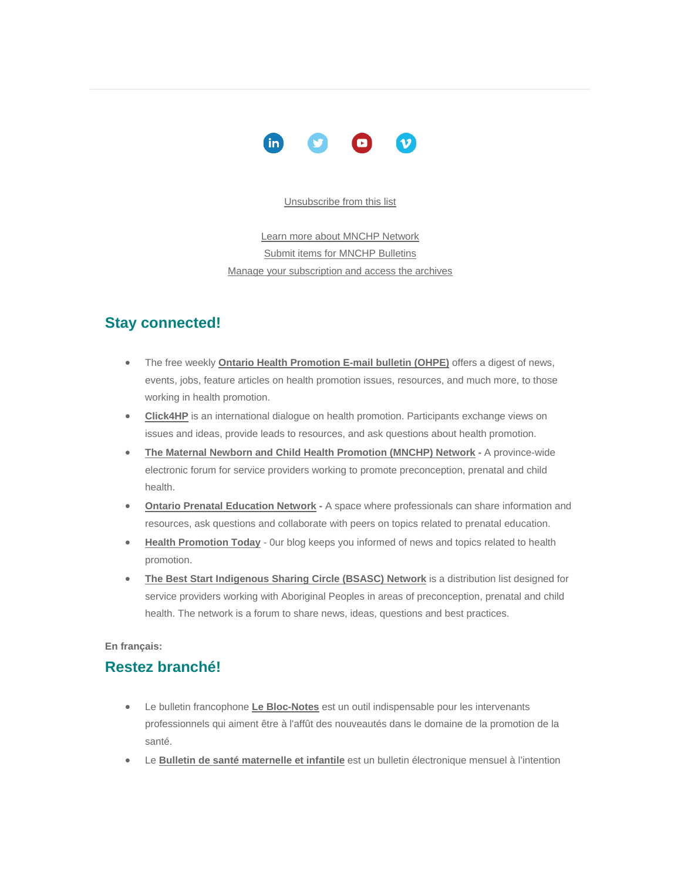Unsubscribe from this list

Learn more about MNCHP Network
Submit items for MNCHP Bulletins
Manage your subscription and access the archives

## Stay connected!

- The free weekly **Ontario Health Promotion E-mail bulletin (OHPE)** offers a digest of news, events, jobs, feature articles on health promotion issues, resources, and much more, to those working in health promotion.
- **Click4HP** is an international dialogue on health promotion. Participants exchange views on issues and ideas, provide leads to resources, and ask questions about health promotion.
- **The Maternal Newborn and Child Health Promotion (MNCHP) Network -** A province-wide electronic forum for service providers working to promote preconception, prenatal and child health.
- **Ontario Prenatal Education Network -** A space where professionals can share information and resources, ask questions and collaborate with peers on topics related to prenatal education.
- **Health Promotion Today** - 0ur blog keeps you informed of news and topics related to health promotion.
- **The Best Start Indigenous Sharing Circle (BSASC) Network** is a distribution list designed for service providers working with Aboriginal Peoples in areas of preconception, prenatal and child health. The network is a forum to share news, ideas, questions and best practices.

**En français:**

## Restez branché!

- Le bulletin francophone **Le Bloc-Notes** est un outil indispensable pour les intervenants professionnels qui aiment être à l'affût des nouveautés dans le domaine de la promotion de la santé.
- Le **Bulletin de santé maternelle et infantile** est un bulletin électronique mensuel à l'intention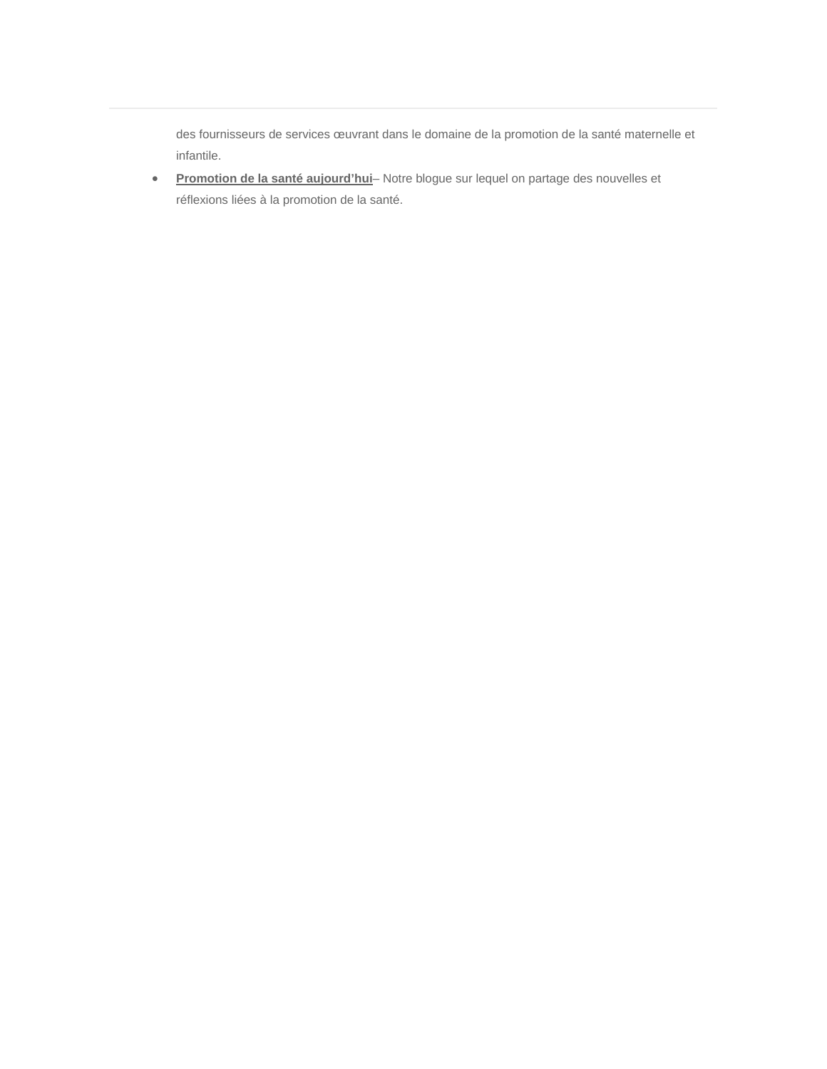des fournisseurs de services œuvrant dans le domaine de la promotion de la santé maternelle et infantile.

- **Promotion de la santé aujourd’hui**– Notre blogue sur lequel on partage des nouvelles et réflexions liées à la promotion de la santé.